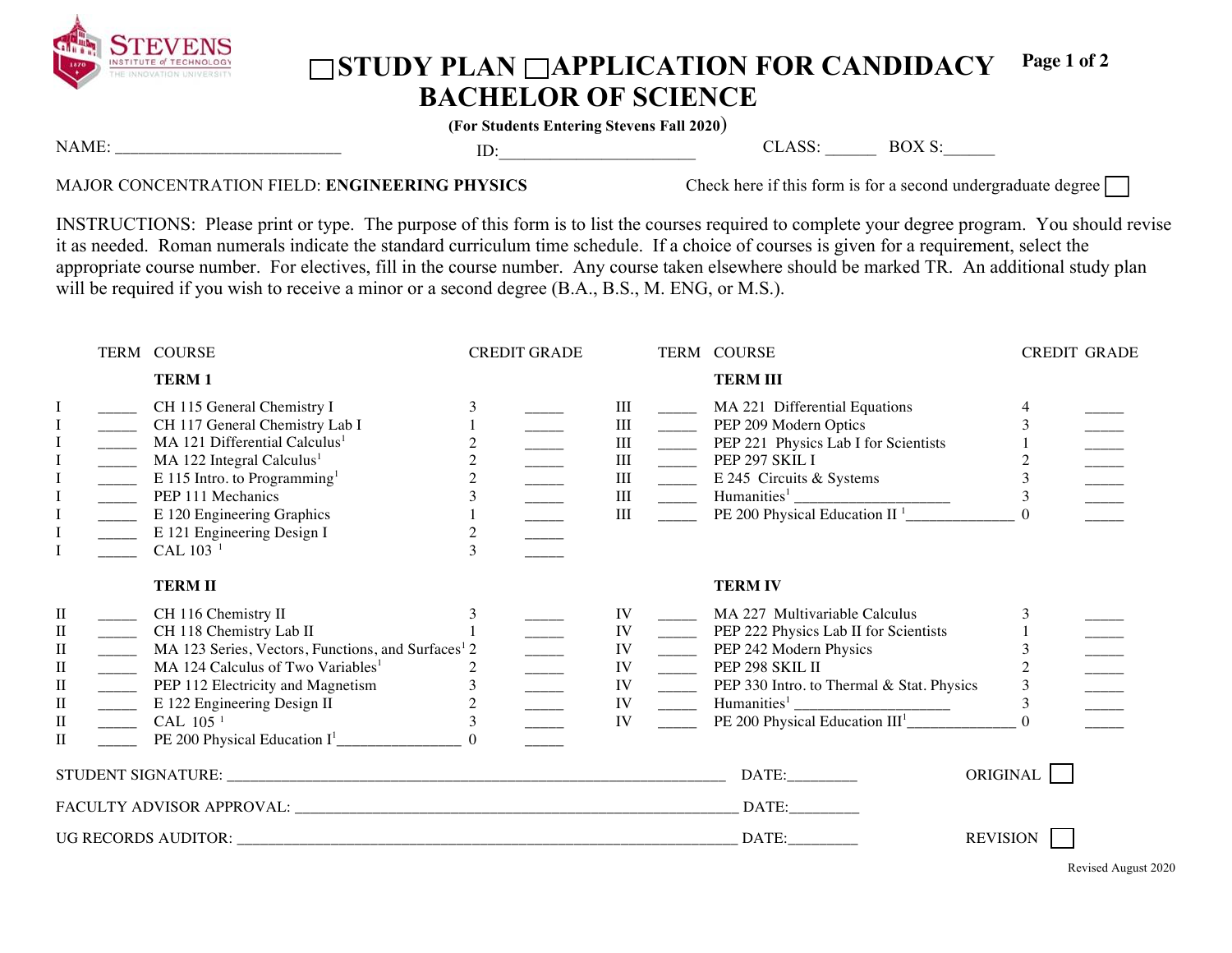# ☐STUDY PLAN ☐APPLICATION FOR CANDIDACY BACHELOR OF SCIENCE

**(For Students Entering Stevens Fall 2020)**

NAME: ___________________________ ID:_______________________ CLASS: ______ BOX S:______

MAJOR CONCENTRATION FIELD: **ENGINEERING PHYSICS** Check here if this form is for a second undergraduate degree ☐

INSTRUCTIONS: Please print or type. The purpose of this form is to list the courses required to complete your degree program. You should revise it as needed. Roman numerals indicate the standard curriculum time schedule. If a choice of courses is given for a requirement, select the appropriate course number. For electives, fill in the course number. Any course taken elsewhere should be marked TR. An additional study plan will be required if you wish to receive a minor or a second degree (B.A., B.S., M. ENG, or M.S.).

| | TERM | COURSE | CREDIT | GRADE |
|---|---|---|---|---|
| | | **TERM 1** | | |
| I | _____ | CH 115 General Chemistry I | 3 | _____ |
| I | _____ | CH 117 General Chemistry Lab I | 1 | _____ |
| I | _____ | MA 121 Differential Calculus[1] | 2 | _____ |
| I | _____ | MA 122 Integral Calculus[1] | 2 | _____ |
| I | _____ | E 115 Intro. to Programming[1] | 2 | _____ |
| I | _____ | PEP 111 Mechanics | 3 | _____ |
| I | _____ | E 120 Engineering Graphics | 1 | _____ |
| I | _____ | E 121 Engineering Design I | 2 | _____ |
| I | _____ | CAL 103 [1] | 3 | _____ |
| | | **TERM II** | | |
| II | _____ | CH 116 Chemistry II | 3 | _____ |
| II | _____ | CH 118 Chemistry Lab II | 1 | _____ |
| II | _____ | MA 123 Series, Vectors, Functions, and Surfaces[1] | 2 | _____ |
| II | _____ | MA 124 Calculus of Two Variables[1] | 2 | _____ |
| II | _____ | PEP 112 Electricity and Magnetism | 3 | _____ |
| II | _____ | E 122 Engineering Design II | 2 | _____ |
| II | _____ | CAL 105 [1] | 3 | _____ |
| II | _____ | PE 200 Physical Education I[1]________________ | 0 | _____ |
| | | **TERM III** | | |
| III | _____ | MA 221 Differential Equations | 4 | _____ |
| III | _____ | PEP 209 Modern Optics | 3 | _____ |
| III | _____ | PEP 221 Physics Lab I for Scientists | 1 | _____ |
| III | _____ | PEP 297 SKIL I | 2 | _____ |
| III | _____ | E 245 Circuits & Systems | 3 | _____ |
| III | _____ | Humanities[1] ____________________ | 3 | _____ |
| III | _____ | PE 200 Physical Education II [1]______________ | 0 | _____ |
| | | **TERM IV** | | |
| IV | _____ | MA 227 Multivariable Calculus | 3 | _____ |
| IV | _____ | PEP 222 Physics Lab II for Scientists | 1 | _____ |
| IV | _____ | PEP 242 Modern Physics | 3 | _____ |
| IV | _____ | PEP 298 SKIL II | 2 | _____ |
| IV | _____ | PEP 330 Intro. to Thermal & Stat. Physics | 3 | _____ |
| IV | _____ | Humanities[1] ____________________ | 3 | _____ |
| IV | _____ | PE 200 Physical Education III[1]______________ | 0 | _____ |

STUDENT SIGNATURE: ________________________________________________ DATE:_________ ORIGINAL ☐

FACULTY ADVISOR APPROVAL: __________________________________________ DATE:_________

UG RECORDS AUDITOR: ______________________________________________ DATE:_________ REVISION ☐

Revised August 2020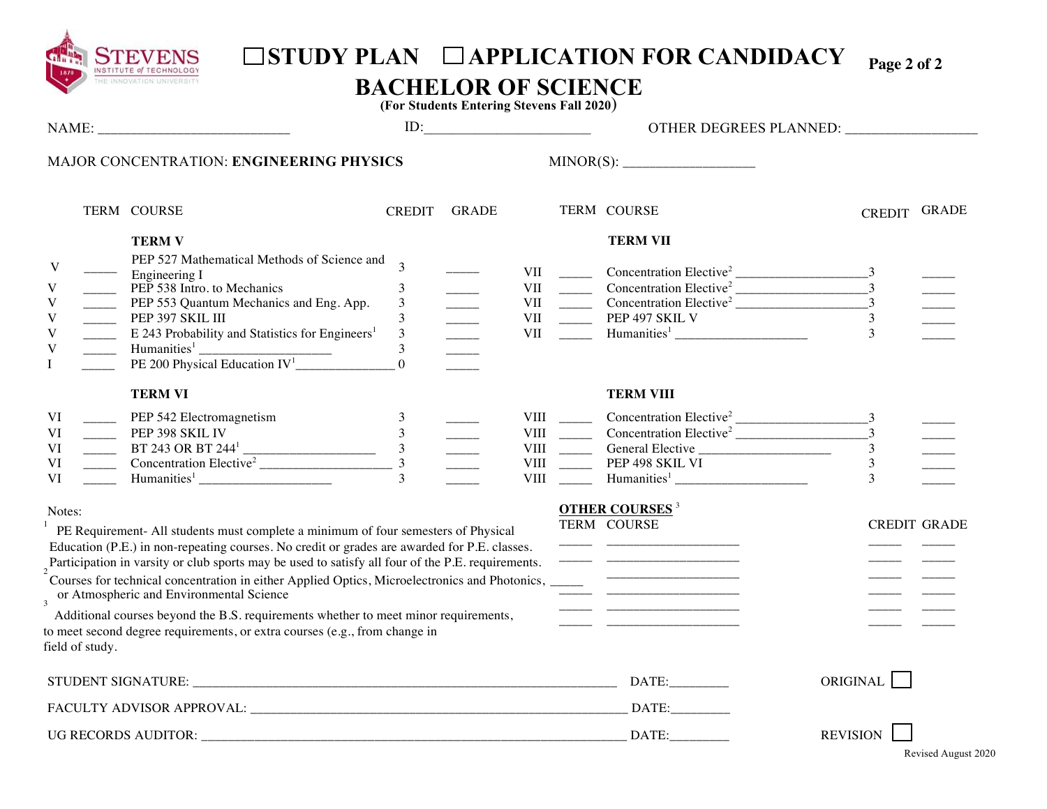# ☐STUDY PLAN ☐APPLICATION FOR CANDIDACY

## BACHELOR OF SCIENCE

**(For Students Entering Stevens Fall 2020)**

NAME: ___________________________ ID:________________________ OTHER DEGREES PLANNED: __________________

MAJOR CONCENTRATION: **ENGINEERING PHYSICS** MINOR(S): ___________________

| | TERM | COURSE | CREDIT | GRADE |
|---|---|---|---|---|
| | | **TERM V** | | |
| V | _____ | PEP 527 Mathematical Methods of Science and Engineering I | 3 | _____ |
| V | _____ | PEP 538 Intro. to Mechanics | 3 | _____ |
| V | _____ | PEP 553 Quantum Mechanics and Eng. App. | 3 | _____ |
| V | _____ | PEP 397 SKIL III | 3 | _____ |
| V | _____ | E 243 Probability and Statistics for Engineers[1] | 3 | _____ |
| V | _____ | Humanities[1] ____________________ | 3 | _____ |
| I | _____ | PE 200 Physical Education IV[1]_______________ | 0 | _____ |
| | | **TERM VI** | | |
| VI | _____ | PEP 542 Electromagnetism | 3 | _____ |
| VI | _____ | PEP 398 SKIL IV | 3 | _____ |
| VI | _____ | BT 243 OR BT 244[1] ____________________ | 3 | _____ |
| VI | _____ | Concentration Elective[2] ____________________ | 3 | _____ |
| VI | _____ | Humanities[1] ____________________ | 3 | _____ |

| | TERM | COURSE | CREDIT | GRADE |
|---|---|---|---|---|
| | | **TERM VII** | | |
| VII | _____ | Concentration Elective[2] ____________________ | 3 | _____ |
| VII | _____ | Concentration Elective[2] ____________________ | 3 | _____ |
| VII | _____ | Concentration Elective[2] ____________________ | 3 | _____ |
| VII | _____ | PEP 497 SKIL V | 3 | _____ |
| VII | _____ | Humanities[1] ____________________ | 3 | _____ |
| | | **TERM VIII** | | |
| VIII | _____ | Concentration Elective[2] ____________________ | 3 | _____ |
| VIII | _____ | Concentration Elective[2] ____________________ | 3 | _____ |
| VIII | _____ | General Elective ____________________ | 3 | _____ |
| VIII | _____ | PEP 498 SKIL VI | 3 | _____ |
| VIII | _____ | Humanities[1] ____________________ | 3 | _____ |

Notes:

[1] PE Requirement- All students must complete a minimum of four semesters of Physical Education (P.E.) in non-repeating courses. No credit or grades are awarded for P.E. classes. Participation in varsity or club sports may be used to satisfy all four of the P.E. requirements.

[2] Courses for technical concentration in either Applied Optics, Microelectronics and Photonics, or Atmospheric and Environmental Science

[3] Additional courses beyond the B.S. requirements whether to meet minor requirements, to meet second degree requirements, or extra courses (e.g., from change in field of study.

**OTHER COURSES**[3]

| TERM | COURSE | CREDIT | GRADE |
|---|---|---|---|
| _____ | ____________________ | _____ | _____ |
| _____ | ____________________ | _____ | _____ |
| _____ | ____________________ | _____ | _____ |
| _____ | ____________________ | _____ | _____ |
| _____ | ____________________ | _____ | _____ |
| _____ | ____________________ | _____ | _____ |

STUDENT SIGNATURE: ________________________________________________ DATE:________ ORIGINAL ☐

FACULTY ADVISOR APPROVAL: ________________________________________ DATE:________

UG RECORDS AUDITOR: ______________________________________________ DATE:________ REVISION ☐

Revised August 2020